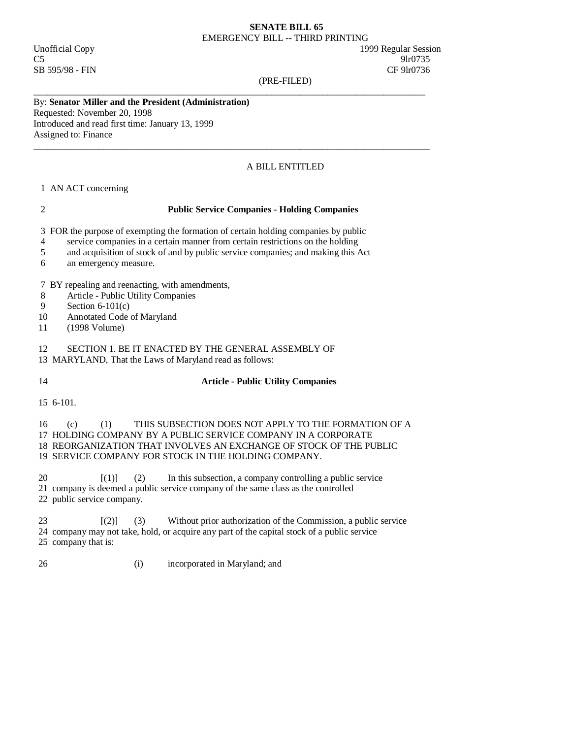**SENATE BILL 65**

EMERGENCY BILL -- THIRD PRINTING

Unofficial Copy 1999 Regular Session

C5 9lr0735

SB 595/98 - FIN CF 9lr0736

(PRE-FILED)

---

By: **Senator Miller and the President (Administration)**

Requested: November 20, 1998

Introduced and read first time: January 13, 1999

Assigned to: Finance

---

A BILL ENTITLED

1 AN ACT concerning

2 **Public Service Companies - Holding Companies**

3 FOR the purpose of exempting the formation of certain holding companies by public
4 service companies in a certain manner from certain restrictions on the holding
5 and acquisition of stock of and by public service companies; and making this Act
6 an emergency measure.

7 BY repealing and reenacting, with amendments,
8 Article - Public Utility Companies
9 Section 6-101(c)
10 Annotated Code of Maryland
11 (1998 Volume)

12 SECTION 1. BE IT ENACTED BY THE GENERAL ASSEMBLY OF
13 MARYLAND, That the Laws of Maryland read as follows:

14 **Article - Public Utility Companies**

15 6-101.

16 (c) (1) THIS SUBSECTION DOES NOT APPLY TO THE FORMATION OF A
17 HOLDING COMPANY BY A PUBLIC SERVICE COMPANY IN A CORPORATE
18 REORGANIZATION THAT INVOLVES AN EXCHANGE OF STOCK OF THE PUBLIC
19 SERVICE COMPANY FOR STOCK IN THE HOLDING COMPANY.

20 [(1)] (2) In this subsection, a company controlling a public service
21 company is deemed a public service company of the same class as the controlled
22 public service company.

23 [(2)] (3) Without prior authorization of the Commission, a public service
24 company may not take, hold, or acquire any part of the capital stock of a public service
25 company that is:

26 (i) incorporated in Maryland; and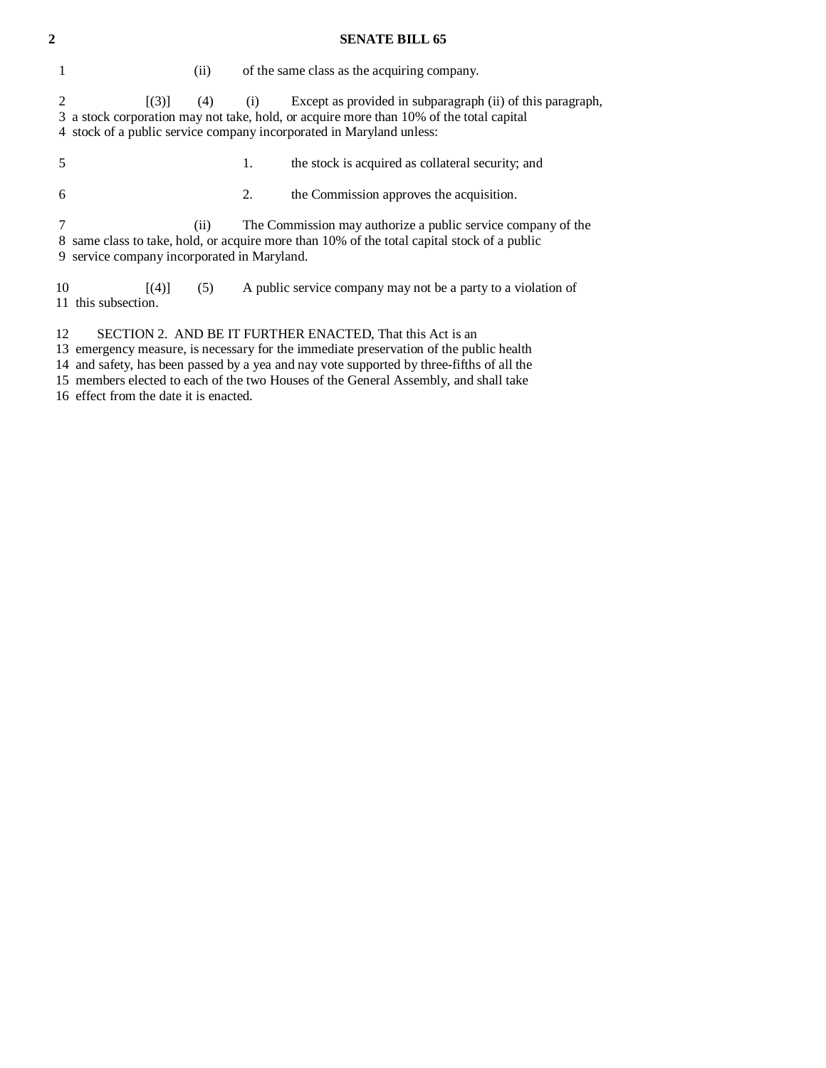(ii) of the same class as the acquiring company.

[(3)] (4) (i) Except as provided in subparagraph (ii) of this paragraph, a stock corporation may not take, hold, or acquire more than 10% of the total capital stock of a public service company incorporated in Maryland unless:

1. the stock is acquired as collateral security; and

2. the Commission approves the acquisition.

(ii) The Commission may authorize a public service company of the same class to take, hold, or acquire more than 10% of the total capital stock of a public service company incorporated in Maryland.

[(4)] (5) A public service company may not be a party to a violation of this subsection.

SECTION 2. AND BE IT FURTHER ENACTED, That this Act is an emergency measure, is necessary for the immediate preservation of the public health and safety, has been passed by a yea and nay vote supported by three-fifths of all the members elected to each of the two Houses of the General Assembly, and shall take effect from the date it is enacted.